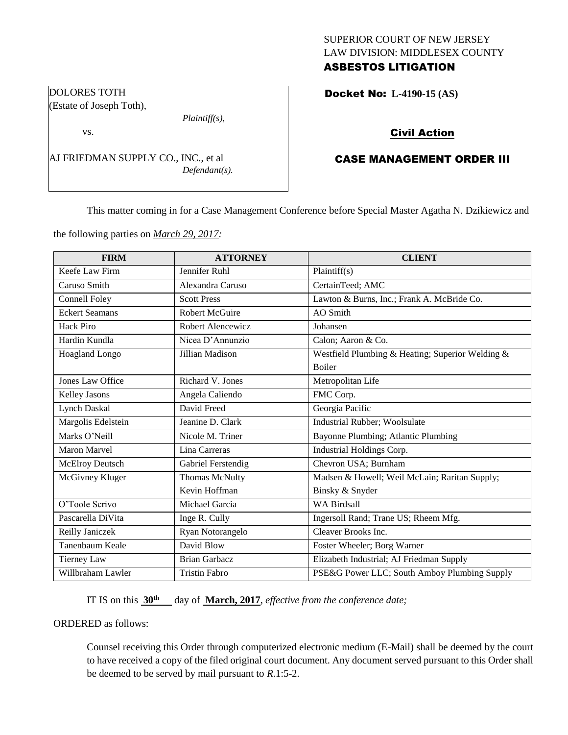SUPERIOR COURT OF NEW JERSEY
LAW DIVISION: MIDDLESEX COUNTY
**ASBESTOS LITIGATION**

DOLORES TOTH
(Estate of Joseph Toth),

*Plaintiff(s),*

vs.

AJ FRIEDMAN SUPPLY CO., INC., et al

*Defendant(s).*

**Docket No: L-4190-15 (AS)**

**Civil Action**

**CASE MANAGEMENT ORDER III**

This matter coming in for a Case Management Conference before Special Master Agatha N. Dzikiewicz and the following parties on *March 29, 2017:*

| FIRM | ATTORNEY | CLIENT |
|---|---|---|
| Keefe Law Firm | Jennifer Ruhl | Plaintiff(s) |
| Caruso Smith | Alexandra Caruso | CertainTeed; AMC |
| Connell Foley | Scott Press | Lawton & Burns, Inc.; Frank A. McBride Co. |
| Eckert Seamans | Robert McGuire | AO Smith |
| Hack Piro | Robert Alencewicz | Johansen |
| Hardin Kundla | Nicea D'Annunzio | Calon; Aaron & Co. |
| Hoagland Longo | Jillian Madison | Westfield Plumbing & Heating; Superior Welding & Boiler |
| Jones Law Office | Richard V. Jones | Metropolitan Life |
| Kelley Jasons | Angela Caliendo | FMC Corp. |
| Lynch Daskal | David Freed | Georgia Pacific |
| Margolis Edelstein | Jeanine D. Clark | Industrial Rubber; Woolsulate |
| Marks O'Neill | Nicole M. Triner | Bayonne Plumbing; Atlantic Plumbing |
| Maron Marvel | Lina Carreras | Industrial Holdings Corp. |
| McElroy Deutsch | Gabriel Ferstendig | Chevron USA; Burnham |
| McGivney Kluger | Thomas McNulty<br>Kevin Hoffman | Madsen & Howell; Weil McLain; Raritan Supply; Binsky & Snyder |
| O'Toole Scrivo | Michael Garcia | WA Birdsall |
| Pascarella DiVita | Inge R. Cully | Ingersoll Rand; Trane US; Rheem Mfg. |
| Reilly Janiczek | Ryan Notorangelo | Cleaver Brooks Inc. |
| Tanenbaum Keale | David Blow | Foster Wheeler; Borg Warner |
| Tierney Law | Brian Garbacz | Elizabeth Industrial; AJ Friedman Supply |
| Willbraham Lawler | Tristin Fabro | PSE&G Power LLC; South Amboy Plumbing Supply |

IT IS on this **30th** day of **March, 2017**, *effective from the conference date;*

ORDERED as follows:

Counsel receiving this Order through computerized electronic medium (E-Mail) shall be deemed by the court to have received a copy of the filed original court document. Any document served pursuant to this Order shall be deemed to be served by mail pursuant to *R*.1:5-2.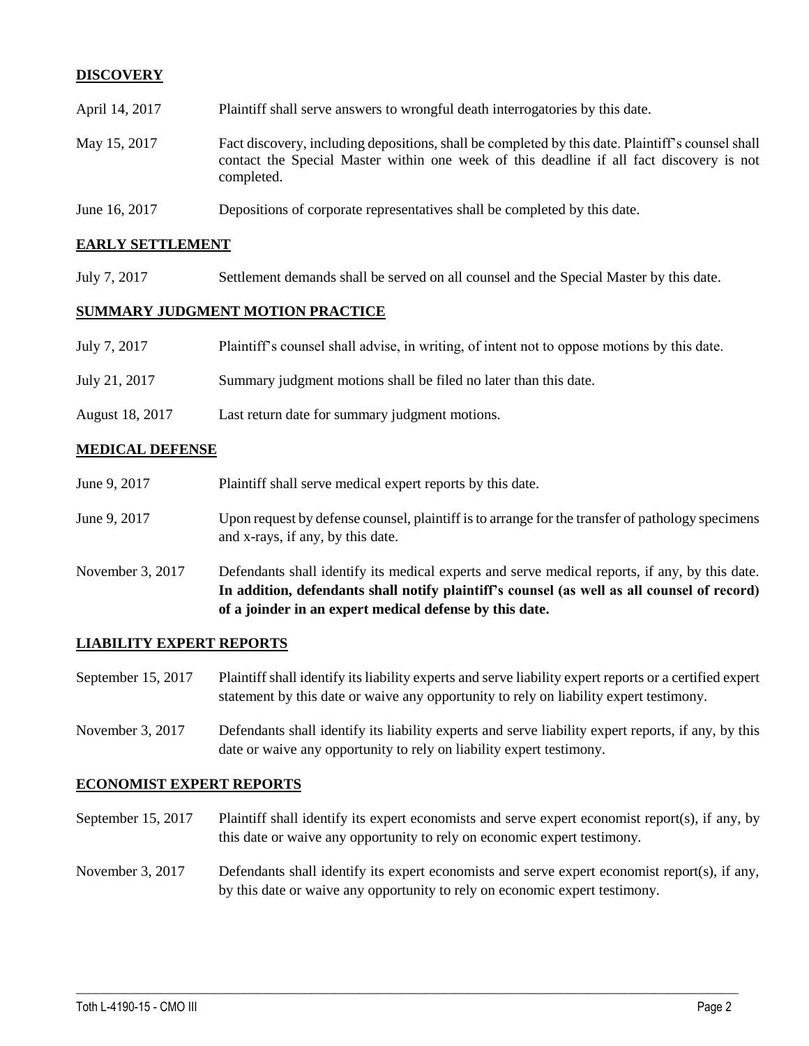## DISCOVERY

| | |
|---|---|
| April 14, 2017 | Plaintiff shall serve answers to wrongful death interrogatories by this date. |
| May 15, 2017 | Fact discovery, including depositions, shall be completed by this date. Plaintiff's counsel shall contact the Special Master within one week of this deadline if all fact discovery is not completed. |
| June 16, 2017 | Depositions of corporate representatives shall be completed by this date. |

## EARLY SETTLEMENT

| | |
|---|---|
| July 7, 2017 | Settlement demands shall be served on all counsel and the Special Master by this date. |

## SUMMARY JUDGMENT MOTION PRACTICE

| | |
|---|---|
| July 7, 2017 | Plaintiff's counsel shall advise, in writing, of intent not to oppose motions by this date. |
| July 21, 2017 | Summary judgment motions shall be filed no later than this date. |
| August 18, 2017 | Last return date for summary judgment motions. |

## MEDICAL DEFENSE

| | |
|---|---|
| June 9, 2017 | Plaintiff shall serve medical expert reports by this date. |
| June 9, 2017 | Upon request by defense counsel, plaintiff is to arrange for the transfer of pathology specimens and x-rays, if any, by this date. |
| November 3, 2017 | Defendants shall identify its medical experts and serve medical reports, if any, by this date. **In addition, defendants shall notify plaintiff's counsel (as well as all counsel of record) of a joinder in an expert medical defense by this date.** |

## LIABILITY EXPERT REPORTS

| | |
|---|---|
| September 15, 2017 | Plaintiff shall identify its liability experts and serve liability expert reports or a certified expert statement by this date or waive any opportunity to rely on liability expert testimony. |
| November 3, 2017 | Defendants shall identify its liability experts and serve liability expert reports, if any, by this date or waive any opportunity to rely on liability expert testimony. |

## ECONOMIST EXPERT REPORTS

| | |
|---|---|
| September 15, 2017 | Plaintiff shall identify its expert economists and serve expert economist report(s), if any, by this date or waive any opportunity to rely on economic expert testimony. |
| November 3, 2017 | Defendants shall identify its expert economists and serve expert economist report(s), if any, by this date or waive any opportunity to rely on economic expert testimony. |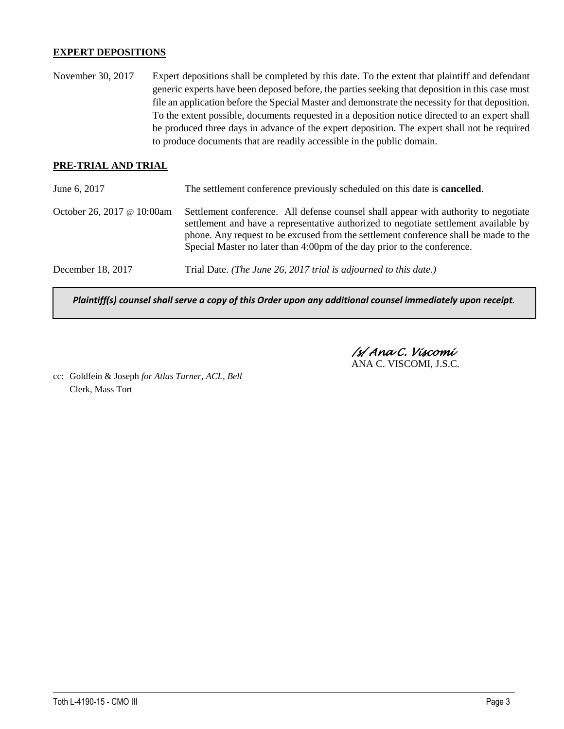**EXPERT DEPOSITIONS**

| | |
|---|---|
| November 30, 2017 | Expert depositions shall be completed by this date. To the extent that plaintiff and defendant generic experts have been deposed before, the parties seeking that deposition in this case must file an application before the Special Master and demonstrate the necessity for that deposition. To the extent possible, documents requested in a deposition notice directed to an expert shall be produced three days in advance of the expert deposition. The expert shall not be required to produce documents that are readily accessible in the public domain. |

**PRE-TRIAL AND TRIAL**

| | |
|---|---|
| June 6, 2017 | The settlement conference previously scheduled on this date is **cancelled**. |
| October 26, 2017 @ 10:00am | Settlement conference. All defense counsel shall appear with authority to negotiate settlement and have a representative authorized to negotiate settlement available by phone. Any request to be excused from the settlement conference shall be made to the Special Master no later than 4:00pm of the day prior to the conference. |
| December 18, 2017 | Trial Date. *(The June 26, 2017 trial is adjourned to this date.)* |

***Plaintiff(s) counsel shall serve a copy of this Order upon any additional counsel immediately upon receipt.***

*/s/ Ana C. Viscomi*
ANA C. VISCOMI, J.S.C.

cc: Goldfein & Joseph *for Atlas Turner, ACL, Bell*
Clerk, Mass Tort